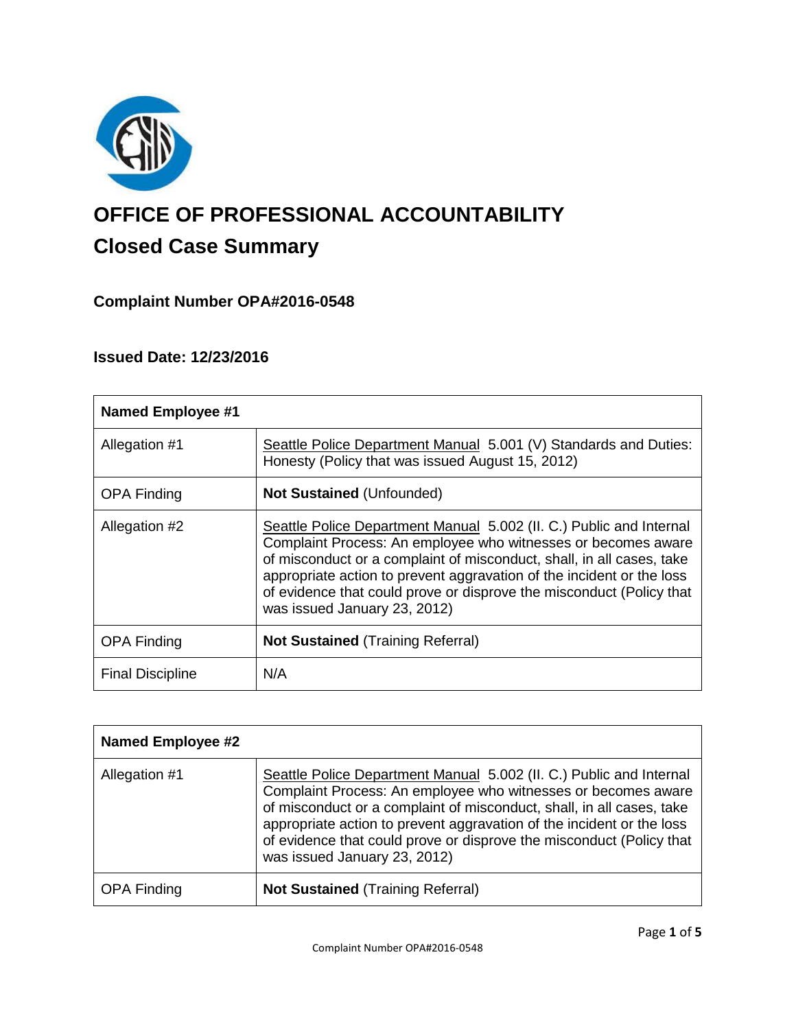# OFFICE OF PROFESSIONAL ACCOUNTABILITY

## Closed Case Summary

### Complaint Number OPA#2016-0548

### Issued Date: 12/23/2016

| **Named Employee #1** | |
|---|---|
| Allegation #1 | Seattle Police Department Manual 5.001 (V) Standards and Duties: Honesty (Policy that was issued August 15, 2012) |
| OPA Finding | **Not Sustained** (Unfounded) |
| Allegation #2 | Seattle Police Department Manual 5.002 (II. C.) Public and Internal Complaint Process: An employee who witnesses or becomes aware of misconduct or a complaint of misconduct, shall, in all cases, take appropriate action to prevent aggravation of the incident or the loss of evidence that could prove or disprove the misconduct (Policy that was issued January 23, 2012) |
| OPA Finding | **Not Sustained** (Training Referral) |
| Final Discipline | N/A |

| **Named Employee #2** | |
|---|---|
| Allegation #1 | Seattle Police Department Manual 5.002 (II. C.) Public and Internal Complaint Process: An employee who witnesses or becomes aware of misconduct or a complaint of misconduct, shall, in all cases, take appropriate action to prevent aggravation of the incident or the loss of evidence that could prove or disprove the misconduct (Policy that was issued January 23, 2012) |
| OPA Finding | **Not Sustained** (Training Referral) |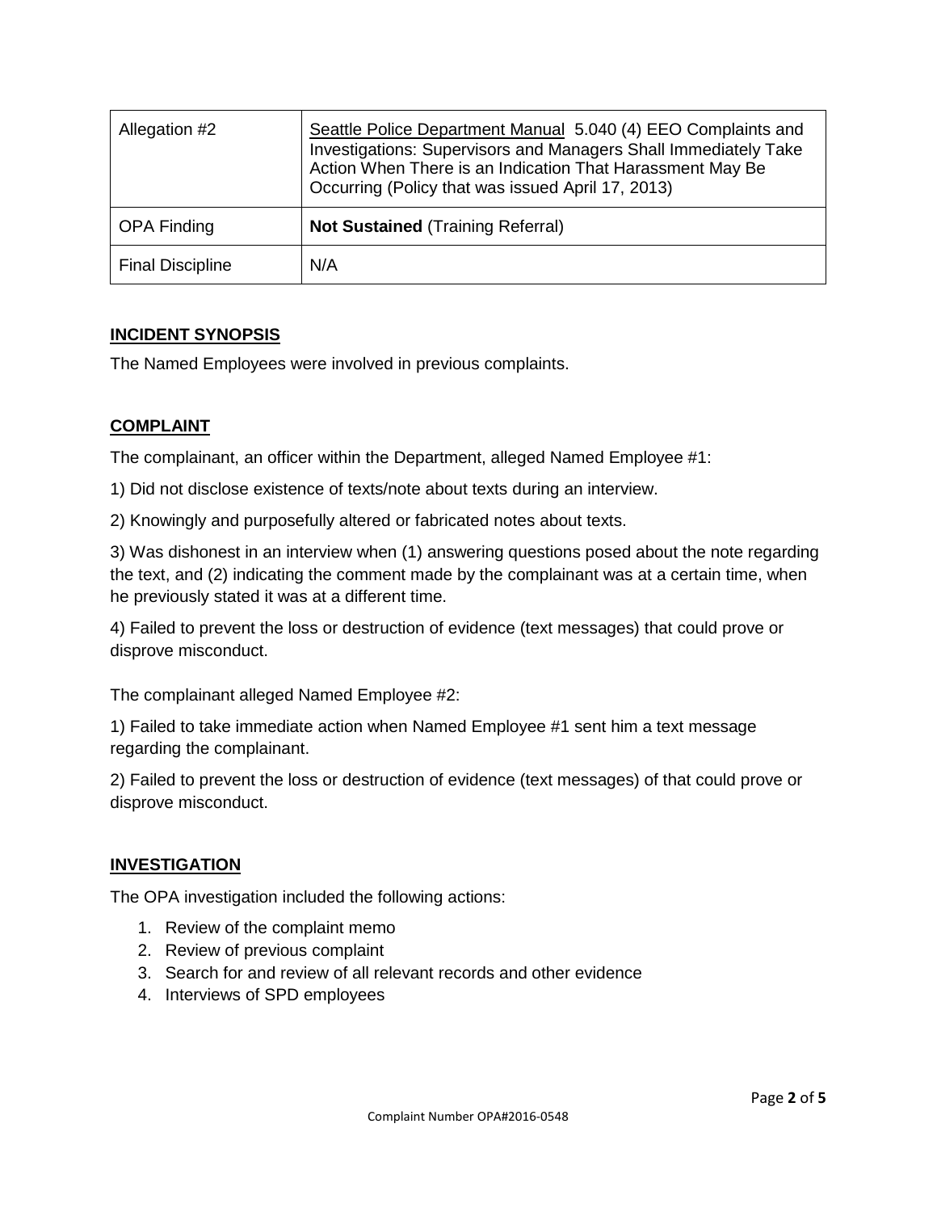| Allegation #2 | Seattle Police Department Manual 5.040 (4) EEO Complaints and Investigations: Supervisors and Managers Shall Immediately Take Action When There is an Indication That Harassment May Be Occurring (Policy that was issued April 17, 2013) |
|---|---|
| OPA Finding | **Not Sustained** (Training Referral) |
| Final Discipline | N/A |

## INCIDENT SYNOPSIS

The Named Employees were involved in previous complaints.

## COMPLAINT

The complainant, an officer within the Department, alleged Named Employee #1:

1) Did not disclose existence of texts/note about texts during an interview.

2) Knowingly and purposefully altered or fabricated notes about texts.

3) Was dishonest in an interview when (1) answering questions posed about the note regarding the text, and (2) indicating the comment made by the complainant was at a certain time, when he previously stated it was at a different time.

4) Failed to prevent the loss or destruction of evidence (text messages) that could prove or disprove misconduct.

The complainant alleged Named Employee #2:

1) Failed to take immediate action when Named Employee #1 sent him a text message regarding the complainant.

2) Failed to prevent the loss or destruction of evidence (text messages) of that could prove or disprove misconduct.

## INVESTIGATION

The OPA investigation included the following actions:

1. Review of the complaint memo
2. Review of previous complaint
3. Search for and review of all relevant records and other evidence
4. Interviews of SPD employees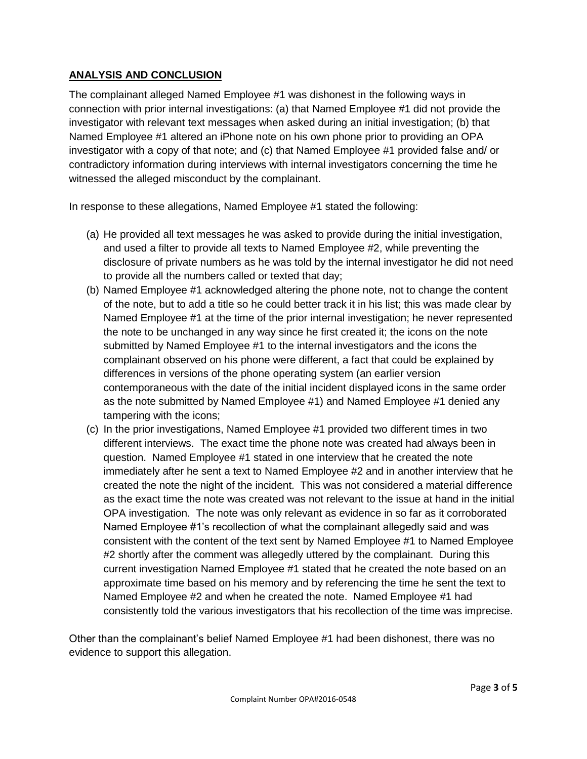## ANALYSIS AND CONCLUSION

The complainant alleged Named Employee #1 was dishonest in the following ways in connection with prior internal investigations: (a) that Named Employee #1 did not provide the investigator with relevant text messages when asked during an initial investigation; (b) that Named Employee #1 altered an iPhone note on his own phone prior to providing an OPA investigator with a copy of that note; and (c) that Named Employee #1 provided false and/ or contradictory information during interviews with internal investigators concerning the time he witnessed the alleged misconduct by the complainant.

In response to these allegations, Named Employee #1 stated the following:

(a) He provided all text messages he was asked to provide during the initial investigation, and used a filter to provide all texts to Named Employee #2, while preventing the disclosure of private numbers as he was told by the internal investigator he did not need to provide all the numbers called or texted that day;

(b) Named Employee #1 acknowledged altering the phone note, not to change the content of the note, but to add a title so he could better track it in his list; this was made clear by Named Employee #1 at the time of the prior internal investigation; he never represented the note to be unchanged in any way since he first created it; the icons on the note submitted by Named Employee #1 to the internal investigators and the icons the complainant observed on his phone were different, a fact that could be explained by differences in versions of the phone operating system (an earlier version contemporaneous with the date of the initial incident displayed icons in the same order as the note submitted by Named Employee #1) and Named Employee #1 denied any tampering with the icons;

(c) In the prior investigations, Named Employee #1 provided two different times in two different interviews. The exact time the phone note was created had always been in question. Named Employee #1 stated in one interview that he created the note immediately after he sent a text to Named Employee #2 and in another interview that he created the note the night of the incident. This was not considered a material difference as the exact time the note was created was not relevant to the issue at hand in the initial OPA investigation. The note was only relevant as evidence in so far as it corroborated Named Employee #1's recollection of what the complainant allegedly said and was consistent with the content of the text sent by Named Employee #1 to Named Employee #2 shortly after the comment was allegedly uttered by the complainant. During this current investigation Named Employee #1 stated that he created the note based on an approximate time based on his memory and by referencing the time he sent the text to Named Employee #2 and when he created the note. Named Employee #1 had consistently told the various investigators that his recollection of the time was imprecise.

Other than the complainant's belief Named Employee #1 had been dishonest, there was no evidence to support this allegation.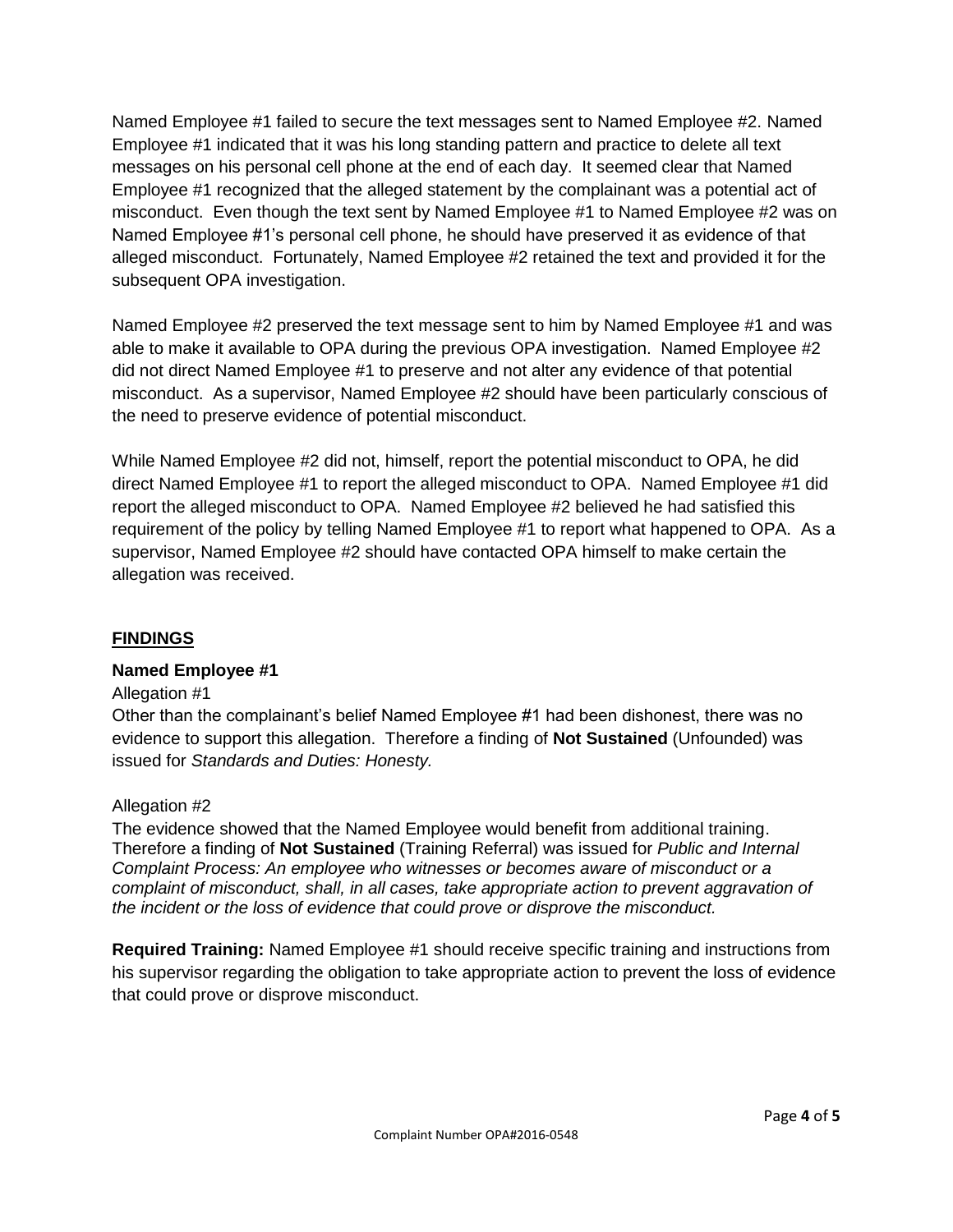Named Employee #1 failed to secure the text messages sent to Named Employee #2. Named Employee #1 indicated that it was his long standing pattern and practice to delete all text messages on his personal cell phone at the end of each day. It seemed clear that Named Employee #1 recognized that the alleged statement by the complainant was a potential act of misconduct. Even though the text sent by Named Employee #1 to Named Employee #2 was on Named Employee #1's personal cell phone, he should have preserved it as evidence of that alleged misconduct. Fortunately, Named Employee #2 retained the text and provided it for the subsequent OPA investigation.

Named Employee #2 preserved the text message sent to him by Named Employee #1 and was able to make it available to OPA during the previous OPA investigation. Named Employee #2 did not direct Named Employee #1 to preserve and not alter any evidence of that potential misconduct. As a supervisor, Named Employee #2 should have been particularly conscious of the need to preserve evidence of potential misconduct.

While Named Employee #2 did not, himself, report the potential misconduct to OPA, he did direct Named Employee #1 to report the alleged misconduct to OPA. Named Employee #1 did report the alleged misconduct to OPA. Named Employee #2 believed he had satisfied this requirement of the policy by telling Named Employee #1 to report what happened to OPA. As a supervisor, Named Employee #2 should have contacted OPA himself to make certain the allegation was received.

## FINDINGS

**Named Employee #1**

Allegation #1

Other than the complainant's belief Named Employee #1 had been dishonest, there was no evidence to support this allegation. Therefore a finding of **Not Sustained** (Unfounded) was issued for *Standards and Duties: Honesty.*

Allegation #2

The evidence showed that the Named Employee would benefit from additional training. Therefore a finding of **Not Sustained** (Training Referral) was issued for *Public and Internal Complaint Process: An employee who witnesses or becomes aware of misconduct or a complaint of misconduct, shall, in all cases, take appropriate action to prevent aggravation of the incident or the loss of evidence that could prove or disprove the misconduct.*

**Required Training:** Named Employee #1 should receive specific training and instructions from his supervisor regarding the obligation to take appropriate action to prevent the loss of evidence that could prove or disprove misconduct.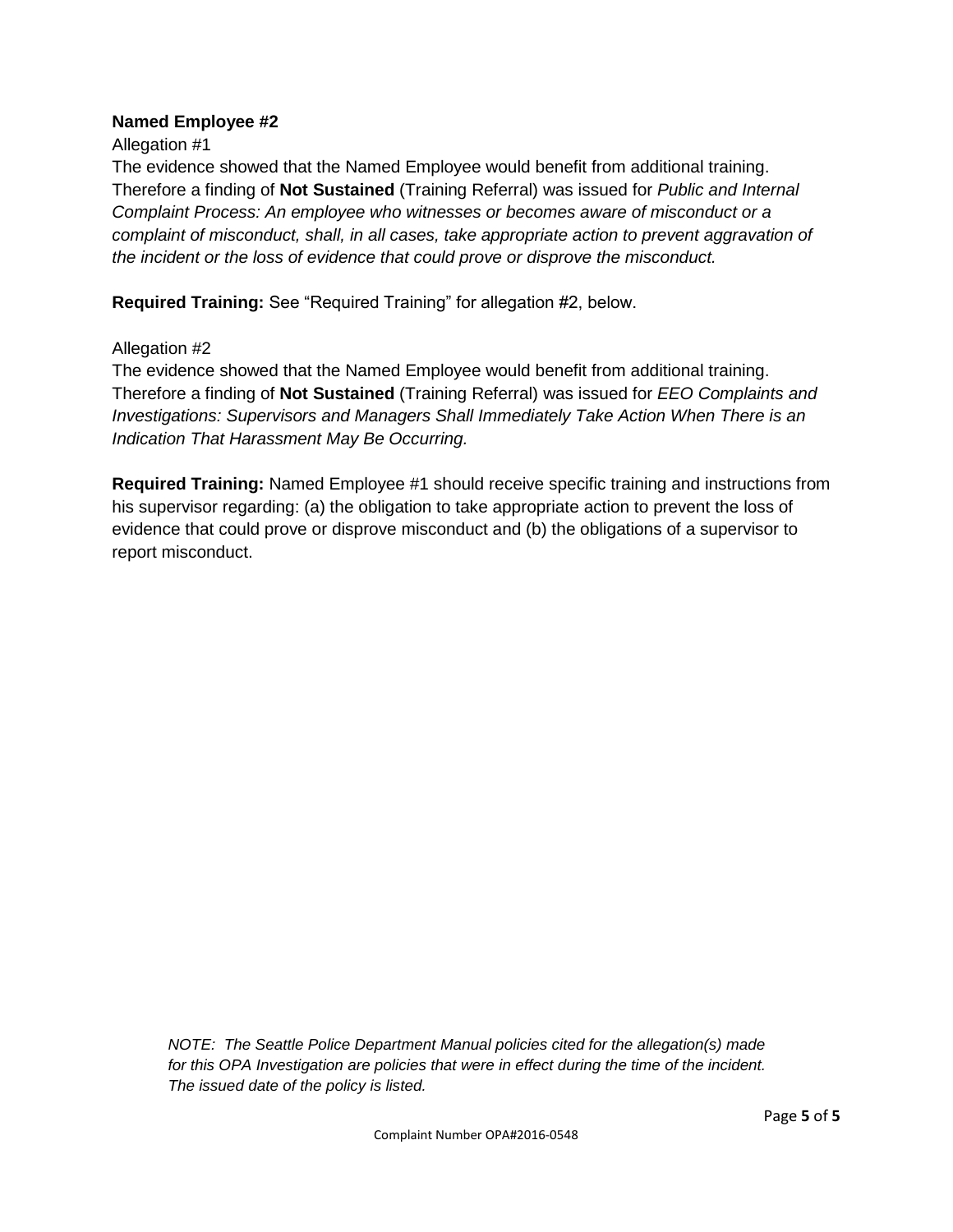**Named Employee #2**

Allegation #1

The evidence showed that the Named Employee would benefit from additional training. Therefore a finding of **Not Sustained** (Training Referral) was issued for *Public and Internal Complaint Process: An employee who witnesses or becomes aware of misconduct or a complaint of misconduct, shall, in all cases, take appropriate action to prevent aggravation of the incident or the loss of evidence that could prove or disprove the misconduct.*

**Required Training:** See "Required Training" for allegation #2, below.

Allegation #2

The evidence showed that the Named Employee would benefit from additional training. Therefore a finding of **Not Sustained** (Training Referral) was issued for *EEO Complaints and Investigations: Supervisors and Managers Shall Immediately Take Action When There is an Indication That Harassment May Be Occurring.*

**Required Training:** Named Employee #1 should receive specific training and instructions from his supervisor regarding: (a) the obligation to take appropriate action to prevent the loss of evidence that could prove or disprove misconduct and (b) the obligations of a supervisor to report misconduct.

*NOTE: The Seattle Police Department Manual policies cited for the allegation(s) made for this OPA Investigation are policies that were in effect during the time of the incident. The issued date of the policy is listed.*

Complaint Number OPA#2016-0548